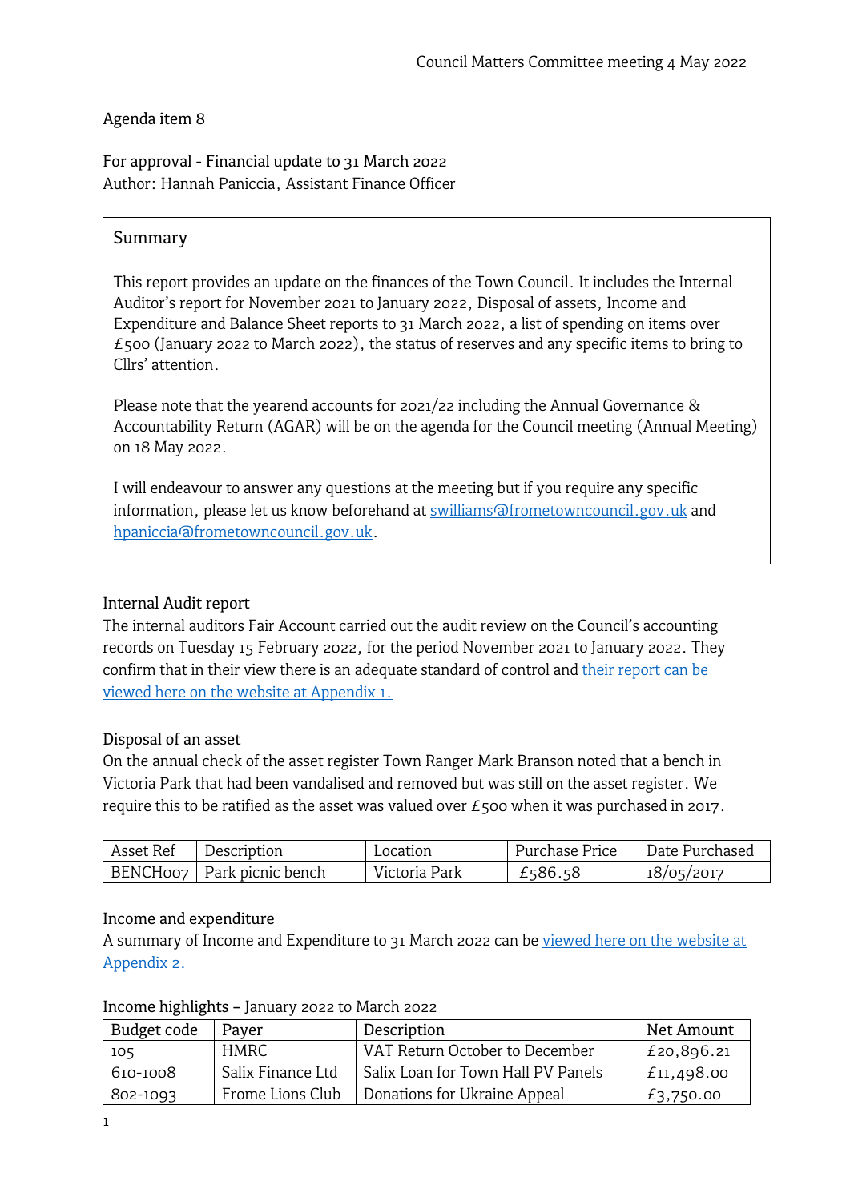Council Matters Committee meeting 4 May 2022

Agenda item 8

For approval - Financial update to 31 March 2022
Author: Hannah Paniccia, Assistant Finance Officer

## Summary

This report provides an update on the finances of the Town Council. It includes the Internal Auditor's report for November 2021 to January 2022, Disposal of assets, Income and Expenditure and Balance Sheet reports to 31 March 2022, a list of spending on items over £500 (January 2022 to March 2022), the status of reserves and any specific items to bring to Cllrs' attention.

Please note that the yearend accounts for 2021/22 including the Annual Governance & Accountability Return (AGAR) will be on the agenda for the Council meeting (Annual Meeting) on 18 May 2022.

I will endeavour to answer any questions at the meeting but if you require any specific information, please let us know beforehand at swilliams@frometowncouncil.gov.uk and hpaniccia@frometowncouncil.gov.uk.

## Internal Audit report

The internal auditors Fair Account carried out the audit review on the Council's accounting records on Tuesday 15 February 2022, for the period November 2021 to January 2022. They confirm that in their view there is an adequate standard of control and their report can be viewed here on the website at Appendix 1.

## Disposal of an asset

On the annual check of the asset register Town Ranger Mark Branson noted that a bench in Victoria Park that had been vandalised and removed but was still on the asset register. We require this to be ratified as the asset was valued over £500 when it was purchased in 2017.

| Asset Ref | Description | Location | Purchase Price | Date Purchased |
|---|---|---|---|---|
| BENCH007 | Park picnic bench | Victoria Park | £586.58 | 18/05/2017 |

## Income and expenditure

A summary of Income and Expenditure to 31 March 2022 can be viewed here on the website at Appendix 2.

Income highlights – January 2022 to March 2022

| Budget code | Payer | Description | Net Amount |
|---|---|---|---|
| 105 | HMRC | VAT Return October to December | £20,896.21 |
| 610-1008 | Salix Finance Ltd | Salix Loan for Town Hall PV Panels | £11,498.00 |
| 802-1093 | Frome Lions Club | Donations for Ukraine Appeal | £3,750.00 |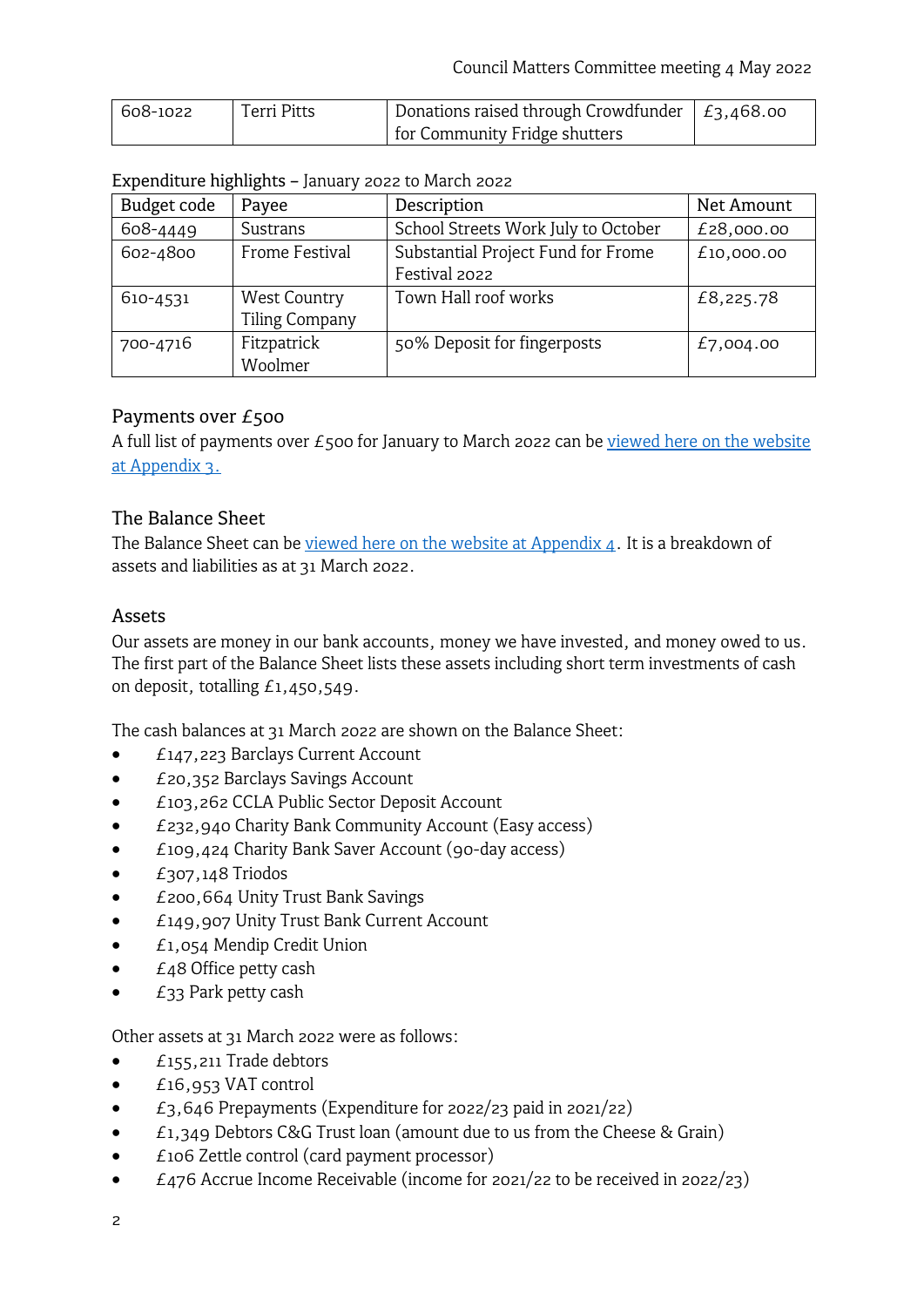| 608-1022 | Terri Pitts | Donations raised through Crowdfunder for Community Fridge shutters | £3,468.00 |
|---|---|---|---|

Expenditure highlights – January 2022 to March 2022

| Budget code | Payee | Description | Net Amount |
|---|---|---|---|
| 608-4449 | Sustrans | School Streets Work July to October | £28,000.00 |
| 602-4800 | Frome Festival | Substantial Project Fund for Frome Festival 2022 | £10,000.00 |
| 610-4531 | West Country Tiling Company | Town Hall roof works | £8,225.78 |
| 700-4716 | Fitzpatrick Woolmer | 50% Deposit for fingerposts | £7,004.00 |

## Payments over £500

A full list of payments over £500 for January to March 2022 can be viewed here on the website at Appendix 3.

## The Balance Sheet

The Balance Sheet can be viewed here on the website at Appendix 4. It is a breakdown of assets and liabilities as at 31 March 2022.

## Assets

Our assets are money in our bank accounts, money we have invested, and money owed to us. The first part of the Balance Sheet lists these assets including short term investments of cash on deposit, totalling £1,450,549.

The cash balances at 31 March 2022 are shown on the Balance Sheet:

- £147,223 Barclays Current Account
- £20,352 Barclays Savings Account
- £103,262 CCLA Public Sector Deposit Account
- £232,940 Charity Bank Community Account (Easy access)
- £109,424 Charity Bank Saver Account (90-day access)
- £307,148 Triodos
- £200,664 Unity Trust Bank Savings
- £149,907 Unity Trust Bank Current Account
- £1,054 Mendip Credit Union
- £48 Office petty cash
- £33 Park petty cash

Other assets at 31 March 2022 were as follows:

- £155,211 Trade debtors
- £16,953 VAT control
- £3,646 Prepayments (Expenditure for 2022/23 paid in 2021/22)
- £1,349 Debtors C&G Trust loan (amount due to us from the Cheese & Grain)
- £106 Zettle control (card payment processor)
- £476 Accrue Income Receivable (income for 2021/22 to be received in 2022/23)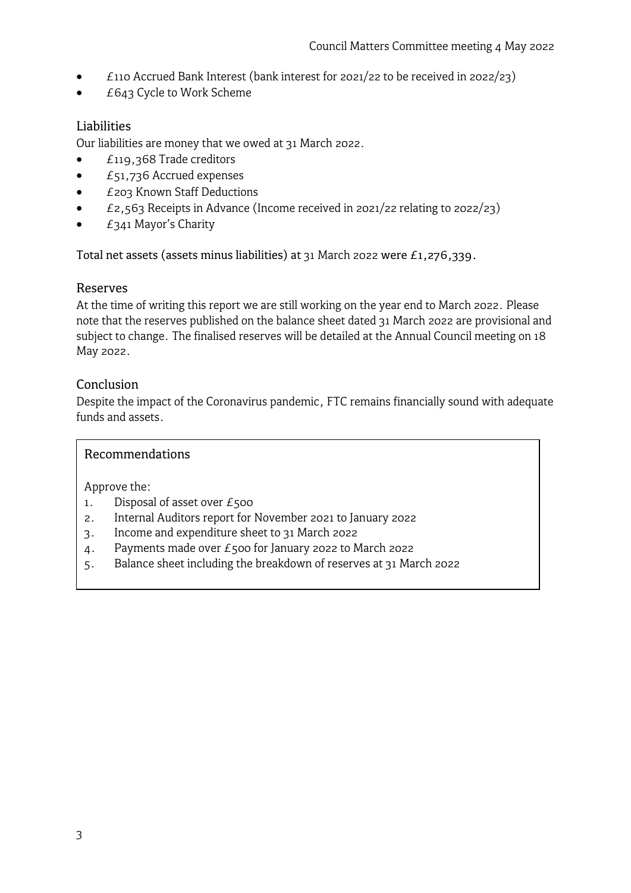- £110 Accrued Bank Interest (bank interest for 2021/22 to be received in 2022/23)
- £643 Cycle to Work Scheme

## Liabilities

Our liabilities are money that we owed at 31 March 2022.

- £119,368 Trade creditors
- £51,736 Accrued expenses
- £203 Known Staff Deductions
- £2,563 Receipts in Advance (Income received in 2021/22 relating to 2022/23)
- £341 Mayor's Charity

Total net assets (assets minus liabilities) at 31 March 2022 were £1,276,339.

## Reserves

At the time of writing this report we are still working on the year end to March 2022. Please note that the reserves published on the balance sheet dated 31 March 2022 are provisional and subject to change. The finalised reserves will be detailed at the Annual Council meeting on 18 May 2022.

## Conclusion

Despite the impact of the Coronavirus pandemic, FTC remains financially sound with adequate funds and assets.

## Recommendations

Approve the:

1. Disposal of asset over £500
2. Internal Auditors report for November 2021 to January 2022
3. Income and expenditure sheet to 31 March 2022
4. Payments made over £500 for January 2022 to March 2022
5. Balance sheet including the breakdown of reserves at 31 March 2022